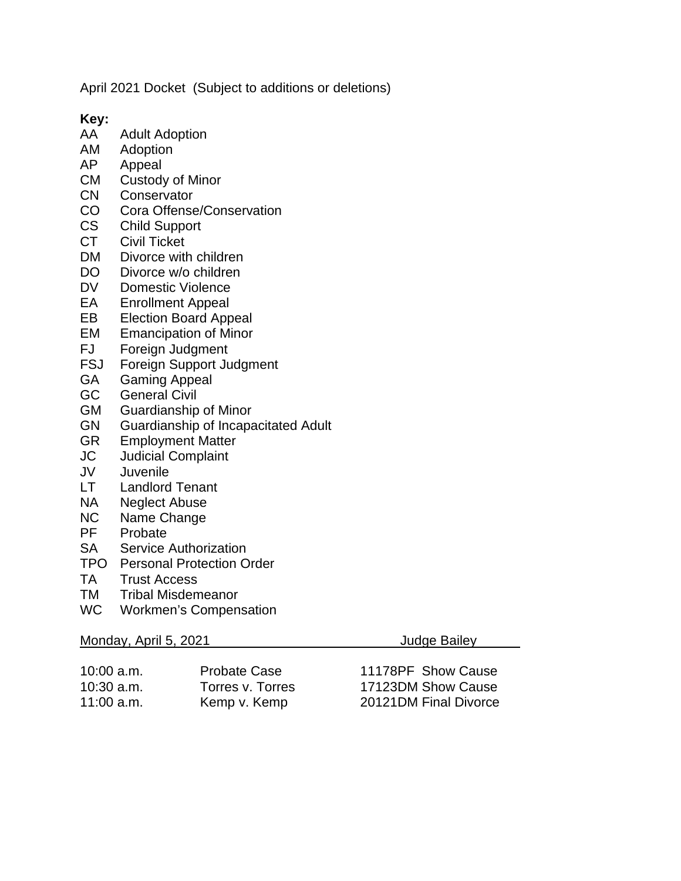April 2021 Docket (Subject to additions or deletions)

**Key:**

| | |
|---|---|
| AA | Adult Adoption |
| AM | Adoption |
| AP | Appeal |
| CM | Custody of Minor |
| CN | Conservator |
| CO | Cora Offense/Conservation |
| CS | Child Support |
| CT | Civil Ticket |
| DM | Divorce with children |
| DO | Divorce w/o children |
| DV | Domestic Violence |
| EA | Enrollment Appeal |
| EB | Election Board Appeal |
| EM | Emancipation of Minor |
| FJ | Foreign Judgment |
| FSJ | Foreign Support Judgment |
| GA | Gaming Appeal |
| GC | General Civil |
| GM | Guardianship of Minor |
| GN | Guardianship of Incapacitated Adult |
| GR | Employment Matter |
| JC | Judicial Complaint |
| JV | Juvenile |
| LT | Landlord Tenant |
| NA | Neglect Abuse |
| NC | Name Change |
| PF | Probate |
| SA | Service Authorization |
| TPO | Personal Protection Order |
| TA | Trust Access |
| TM | Tribal Misdemeanor |
| WC | Workmen’s Compensation |

<u>Monday, April 5, 2021 Judge Bailey</u>

| | | |
|---|---|---|
| 10:00 a.m. | Probate Case | 11178PF Show Cause |
| 10:30 a.m. | Torres v. Torres | 17123DM Show Cause |
| 11:00 a.m. | Kemp v. Kemp | 20121DM Final Divorce |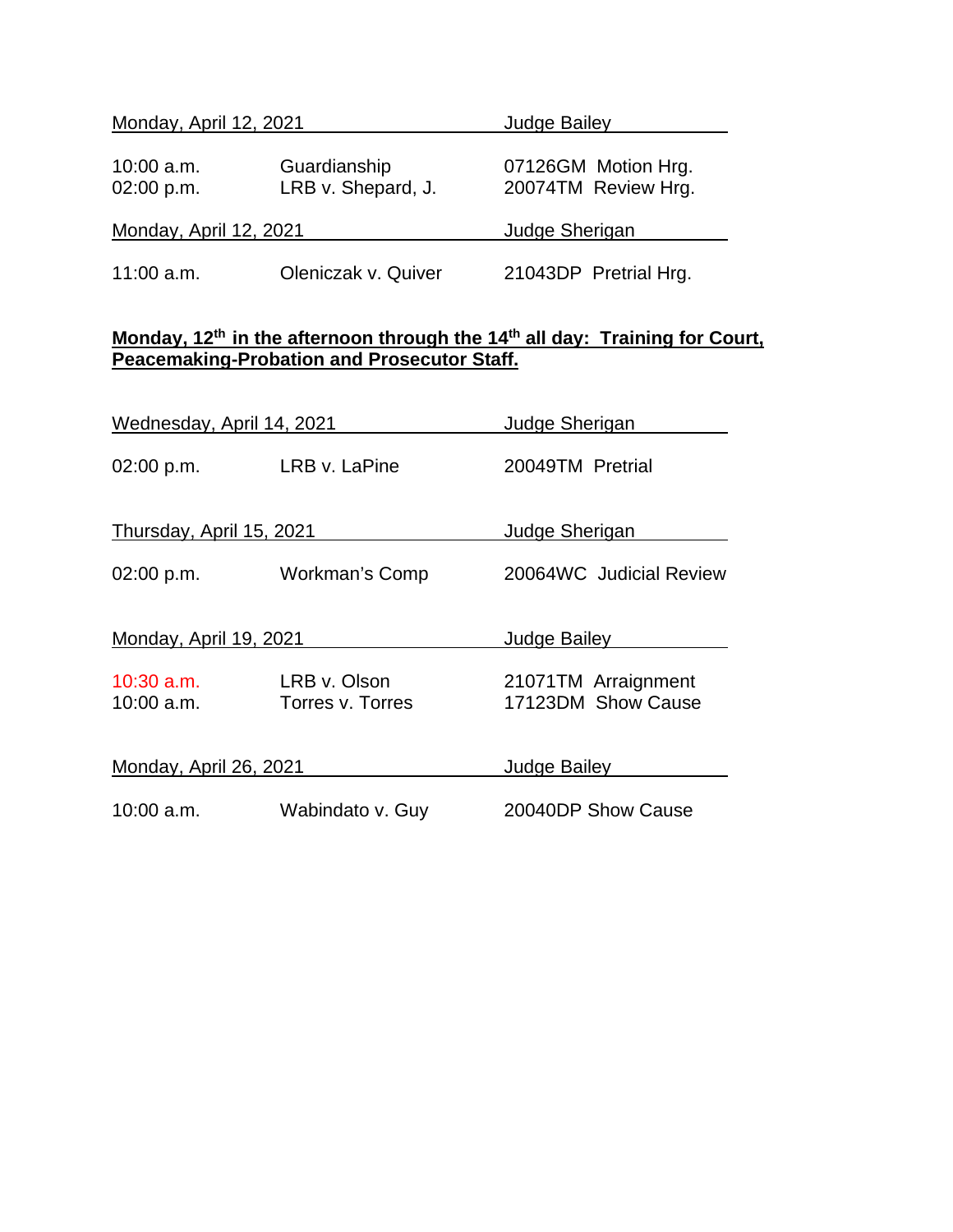Monday, April 12, 2021 Judge Bailey

| | | |
|---|---|---|
| 10:00 a.m. | Guardianship | 07126GM Motion Hrg. |
| 02:00 p.m. | LRB v. Shepard, J. | 20074TM Review Hrg. |

Monday, April 12, 2021 Judge Sherigan

| | | |
|---|---|---|
| 11:00 a.m. | Oleniczak v. Quiver | 21043DP Pretrial Hrg. |

**Monday, 12th in the afternoon through the 14th all day: Training for Court, Peacemaking-Probation and Prosecutor Staff.**

Wednesday, April 14, 2021 Judge Sherigan

| | | |
|---|---|---|
| 02:00 p.m. | LRB v. LaPine | 20049TM Pretrial |

Thursday, April 15, 2021 Judge Sherigan

| | | |
|---|---|---|
| 02:00 p.m. | Workman's Comp | 20064WC Judicial Review |

Monday, April 19, 2021 Judge Bailey

| | | |
|---|---|---|
| 10:30 a.m. | LRB v. Olson | 21071TM Arraignment |
| 10:00 a.m. | Torres v. Torres | 17123DM Show Cause |

Monday, April 26, 2021 Judge Bailey

| | | |
|---|---|---|
| 10:00 a.m. | Wabindato v. Guy | 20040DP Show Cause |